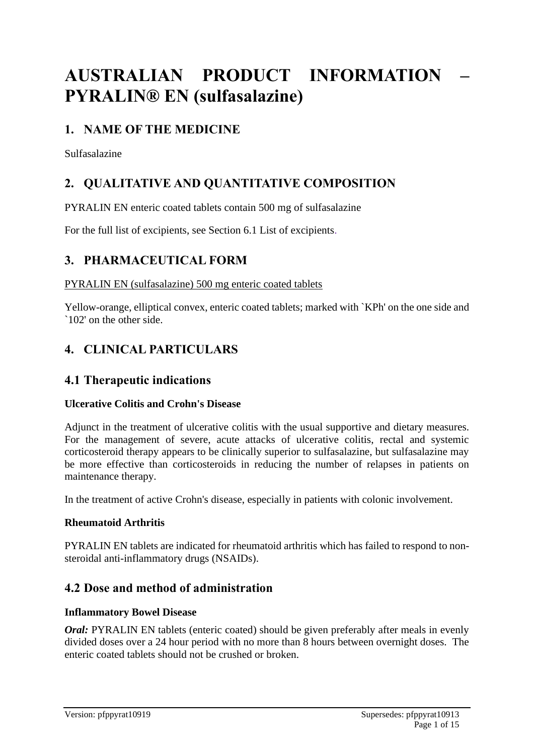# AUSTRALIAN PRODUCT INFORMATION – PYRALIN® EN (sulfasalazine)

## 1. NAME OF THE MEDICINE

Sulfasalazine

## 2. QUALITATIVE AND QUANTITATIVE COMPOSITION

PYRALIN EN enteric coated tablets contain 500 mg of sulfasalazine

For the full list of excipients, see Section 6.1 List of excipients.

## 3. PHARMACEUTICAL FORM

PYRALIN EN (sulfasalazine) 500 mg enteric coated tablets

Yellow-orange, elliptical convex, enteric coated tablets; marked with `KPh' on the one side and `102' on the other side.

## 4. CLINICAL PARTICULARS

### 4.1 Therapeutic indications

**Ulcerative Colitis and Crohn's Disease**

Adjunct in the treatment of ulcerative colitis with the usual supportive and dietary measures. For the management of severe, acute attacks of ulcerative colitis, rectal and systemic corticosteroid therapy appears to be clinically superior to sulfasalazine, but sulfasalazine may be more effective than corticosteroids in reducing the number of relapses in patients on maintenance therapy.

In the treatment of active Crohn's disease, especially in patients with colonic involvement.

**Rheumatoid Arthritis**

PYRALIN EN tablets are indicated for rheumatoid arthritis which has failed to respond to non-steroidal anti-inflammatory drugs (NSAIDs).

### 4.2 Dose and method of administration

**Inflammatory Bowel Disease**

***Oral:*** PYRALIN EN tablets (enteric coated) should be given preferably after meals in evenly divided doses over a 24 hour period with no more than 8 hours between overnight doses. The enteric coated tablets should not be crushed or broken.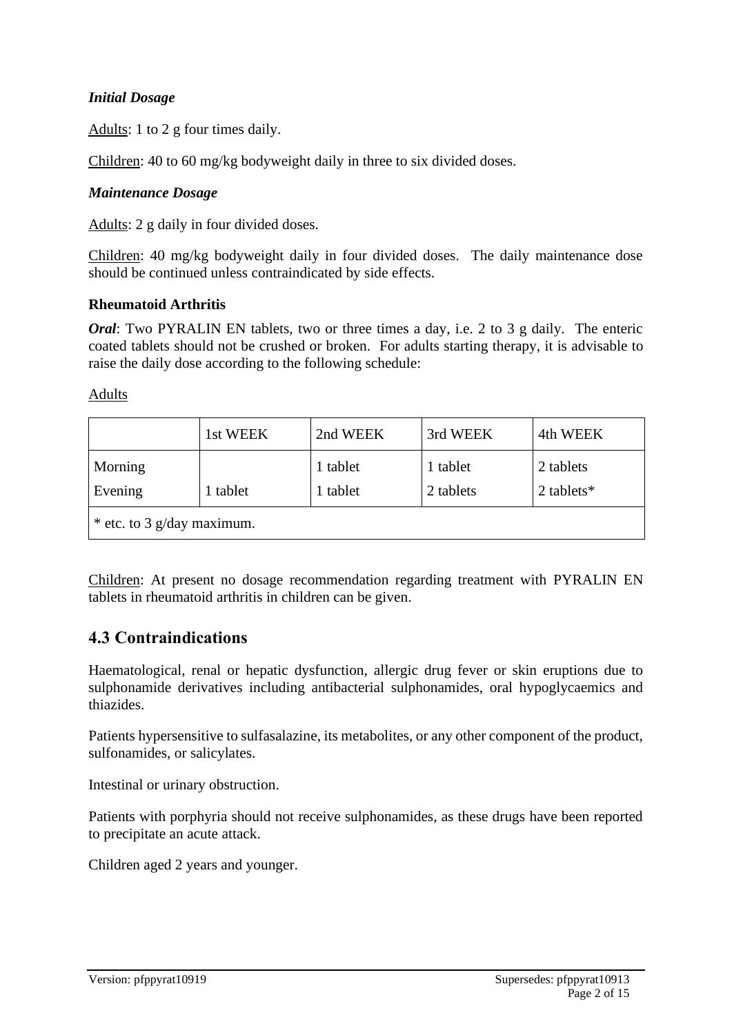***Initial Dosage***

Adults: 1 to 2 g four times daily.

Children: 40 to 60 mg/kg bodyweight daily in three to six divided doses.

***Maintenance Dosage***

Adults: 2 g daily in four divided doses.

Children: 40 mg/kg bodyweight daily in four divided doses. The daily maintenance dose should be continued unless contraindicated by side effects.

**Rheumatoid Arthritis**

***Oral***: Two PYRALIN EN tablets, two or three times a day, i.e. 2 to 3 g daily. The enteric coated tablets should not be crushed or broken. For adults starting therapy, it is advisable to raise the daily dose according to the following schedule:

Adults

| | 1st WEEK | 2nd WEEK | 3rd WEEK | 4th WEEK |
|---|---|---|---|---|
| Morning | | 1 tablet | 1 tablet | 2 tablets |
| Evening | 1 tablet | 1 tablet | 2 tablets | 2 tablets* |
| * etc. to 3 g/day maximum. | | | | |

Children: At present no dosage recommendation regarding treatment with PYRALIN EN tablets in rheumatoid arthritis in children can be given.

## 4.3 Contraindications

Haematological, renal or hepatic dysfunction, allergic drug fever or skin eruptions due to sulphonamide derivatives including antibacterial sulphonamides, oral hypoglycaemics and thiazides.

Patients hypersensitive to sulfasalazine, its metabolites, or any other component of the product, sulfonamides, or salicylates.

Intestinal or urinary obstruction.

Patients with porphyria should not receive sulphonamides, as these drugs have been reported to precipitate an acute attack.

Children aged 2 years and younger.

Version: pfppyrat10919 Supersedes: pfppyrat10913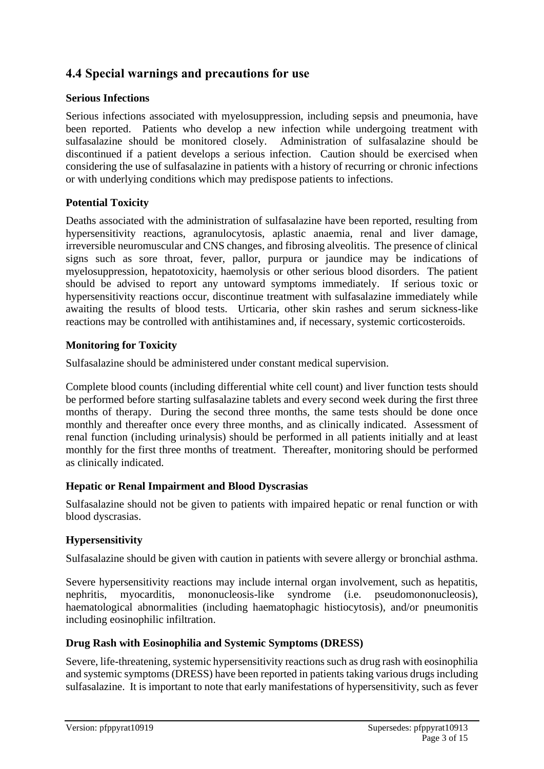## 4.4 Special warnings and precautions for use

### Serious Infections

Serious infections associated with myelosuppression, including sepsis and pneumonia, have been reported. Patients who develop a new infection while undergoing treatment with sulfasalazine should be monitored closely. Administration of sulfasalazine should be discontinued if a patient develops a serious infection. Caution should be exercised when considering the use of sulfasalazine in patients with a history of recurring or chronic infections or with underlying conditions which may predispose patients to infections.

### Potential Toxicity

Deaths associated with the administration of sulfasalazine have been reported, resulting from hypersensitivity reactions, agranulocytosis, aplastic anaemia, renal and liver damage, irreversible neuromuscular and CNS changes, and fibrosing alveolitis. The presence of clinical signs such as sore throat, fever, pallor, purpura or jaundice may be indications of myelosuppression, hepatotoxicity, haemolysis or other serious blood disorders. The patient should be advised to report any untoward symptoms immediately. If serious toxic or hypersensitivity reactions occur, discontinue treatment with sulfasalazine immediately while awaiting the results of blood tests. Urticaria, other skin rashes and serum sickness-like reactions may be controlled with antihistamines and, if necessary, systemic corticosteroids.

### Monitoring for Toxicity

Sulfasalazine should be administered under constant medical supervision.

Complete blood counts (including differential white cell count) and liver function tests should be performed before starting sulfasalazine tablets and every second week during the first three months of therapy. During the second three months, the same tests should be done once monthly and thereafter once every three months, and as clinically indicated. Assessment of renal function (including urinalysis) should be performed in all patients initially and at least monthly for the first three months of treatment. Thereafter, monitoring should be performed as clinically indicated.

### Hepatic or Renal Impairment and Blood Dyscrasias

Sulfasalazine should not be given to patients with impaired hepatic or renal function or with blood dyscrasias.

### Hypersensitivity

Sulfasalazine should be given with caution in patients with severe allergy or bronchial asthma.

Severe hypersensitivity reactions may include internal organ involvement, such as hepatitis, nephritis, myocarditis, mononucleosis-like syndrome (i.e. pseudomononucleosis), haematological abnormalities (including haematophagic histiocytosis), and/or pneumonitis including eosinophilic infiltration.

### Drug Rash with Eosinophilia and Systemic Symptoms (DRESS)

Severe, life-threatening, systemic hypersensitivity reactions such as drug rash with eosinophilia and systemic symptoms (DRESS) have been reported in patients taking various drugs including sulfasalazine. It is important to note that early manifestations of hypersensitivity, such as fever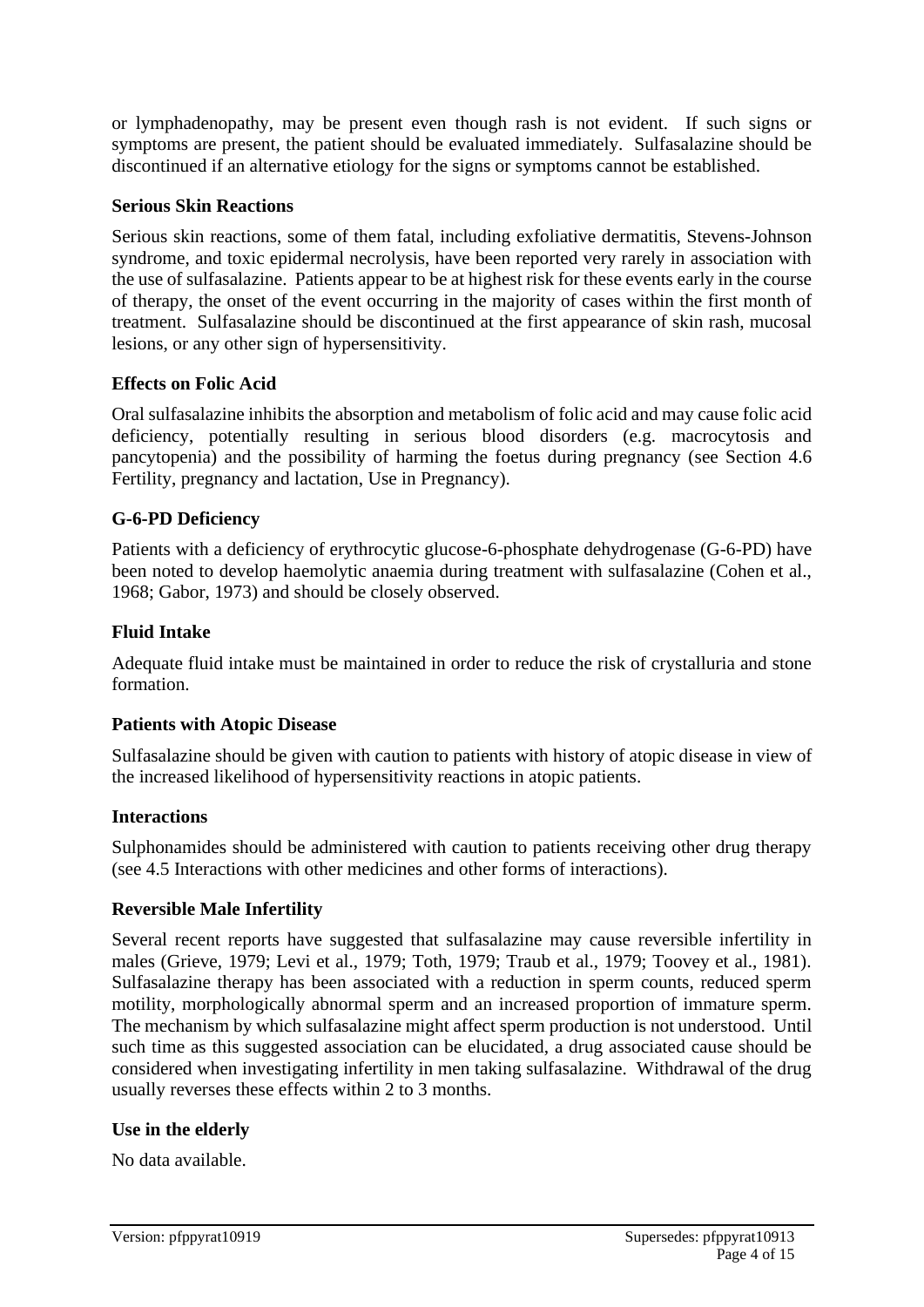or lymphadenopathy, may be present even though rash is not evident. If such signs or symptoms are present, the patient should be evaluated immediately. Sulfasalazine should be discontinued if an alternative etiology for the signs or symptoms cannot be established.

**Serious Skin Reactions**

Serious skin reactions, some of them fatal, including exfoliative dermatitis, Stevens-Johnson syndrome, and toxic epidermal necrolysis, have been reported very rarely in association with the use of sulfasalazine. Patients appear to be at highest risk for these events early in the course of therapy, the onset of the event occurring in the majority of cases within the first month of treatment. Sulfasalazine should be discontinued at the first appearance of skin rash, mucosal lesions, or any other sign of hypersensitivity.

**Effects on Folic Acid**

Oral sulfasalazine inhibits the absorption and metabolism of folic acid and may cause folic acid deficiency, potentially resulting in serious blood disorders (e.g. macrocytosis and pancytopenia) and the possibility of harming the foetus during pregnancy (see Section 4.6 Fertility, pregnancy and lactation, Use in Pregnancy).

**G-6-PD Deficiency**

Patients with a deficiency of erythrocytic glucose-6-phosphate dehydrogenase (G-6-PD) have been noted to develop haemolytic anaemia during treatment with sulfasalazine (Cohen et al., 1968; Gabor, 1973) and should be closely observed.

**Fluid Intake**

Adequate fluid intake must be maintained in order to reduce the risk of crystalluria and stone formation.

**Patients with Atopic Disease**

Sulfasalazine should be given with caution to patients with history of atopic disease in view of the increased likelihood of hypersensitivity reactions in atopic patients.

**Interactions**

Sulphonamides should be administered with caution to patients receiving other drug therapy (see 4.5 Interactions with other medicines and other forms of interactions).

**Reversible Male Infertility**

Several recent reports have suggested that sulfasalazine may cause reversible infertility in males (Grieve, 1979; Levi et al., 1979; Toth, 1979; Traub et al., 1979; Toovey et al., 1981). Sulfasalazine therapy has been associated with a reduction in sperm counts, reduced sperm motility, morphologically abnormal sperm and an increased proportion of immature sperm. The mechanism by which sulfasalazine might affect sperm production is not understood. Until such time as this suggested association can be elucidated, a drug associated cause should be considered when investigating infertility in men taking sulfasalazine. Withdrawal of the drug usually reverses these effects within 2 to 3 months.

**Use in the elderly**

No data available.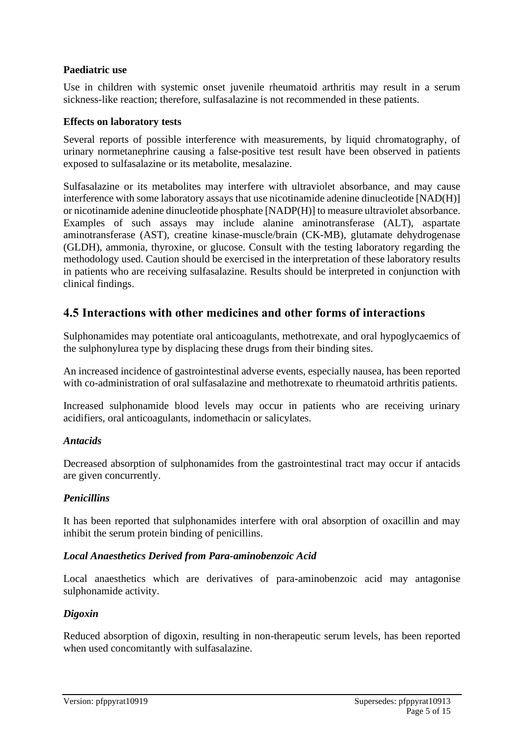### Paediatric use

Use in children with systemic onset juvenile rheumatoid arthritis may result in a serum sickness-like reaction; therefore, sulfasalazine is not recommended in these patients.

### Effects on laboratory tests

Several reports of possible interference with measurements, by liquid chromatography, of urinary normetanephrine causing a false-positive test result have been observed in patients exposed to sulfasalazine or its metabolite, mesalazine.

Sulfasalazine or its metabolites may interfere with ultraviolet absorbance, and may cause interference with some laboratory assays that use nicotinamide adenine dinucleotide [NAD(H)] or nicotinamide adenine dinucleotide phosphate [NADP(H)] to measure ultraviolet absorbance. Examples of such assays may include alanine aminotransferase (ALT), aspartate aminotransferase (AST), creatine kinase-muscle/brain (CK-MB), glutamate dehydrogenase (GLDH), ammonia, thyroxine, or glucose. Consult with the testing laboratory regarding the methodology used. Caution should be exercised in the interpretation of these laboratory results in patients who are receiving sulfasalazine. Results should be interpreted in conjunction with clinical findings.

## 4.5 Interactions with other medicines and other forms of interactions

Sulphonamides may potentiate oral anticoagulants, methotrexate, and oral hypoglycaemics of the sulphonylurea type by displacing these drugs from their binding sites.

An increased incidence of gastrointestinal adverse events, especially nausea, has been reported with co-administration of oral sulfasalazine and methotrexate to rheumatoid arthritis patients.

Increased sulphonamide blood levels may occur in patients who are receiving urinary acidifiers, oral anticoagulants, indomethacin or salicylates.

### *Antacids*

Decreased absorption of sulphonamides from the gastrointestinal tract may occur if antacids are given concurrently.

### *Penicillins*

It has been reported that sulphonamides interfere with oral absorption of oxacillin and may inhibit the serum protein binding of penicillins.

### *Local Anaesthetics Derived from Para-aminobenzoic Acid*

Local anaesthetics which are derivatives of para-aminobenzoic acid may antagonise sulphonamide activity.

### *Digoxin*

Reduced absorption of digoxin, resulting in non-therapeutic serum levels, has been reported when used concomitantly with sulfasalazine.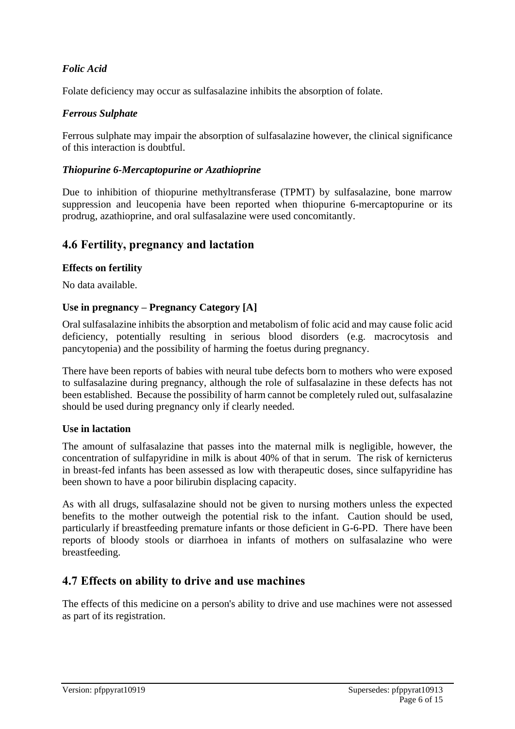*Folic Acid*

Folate deficiency may occur as sulfasalazine inhibits the absorption of folate.

*Ferrous Sulphate*

Ferrous sulphate may impair the absorption of sulfasalazine however, the clinical significance of this interaction is doubtful.

*Thiopurine 6-Mercaptopurine or Azathioprine*

Due to inhibition of thiopurine methyltransferase (TPMT) by sulfasalazine, bone marrow suppression and leucopenia have been reported when thiopurine 6-mercaptopurine or its prodrug, azathioprine, and oral sulfasalazine were used concomitantly.

## 4.6 Fertility, pregnancy and lactation

**Effects on fertility**

No data available.

**Use in pregnancy – Pregnancy Category [A]**

Oral sulfasalazine inhibits the absorption and metabolism of folic acid and may cause folic acid deficiency, potentially resulting in serious blood disorders (e.g. macrocytosis and pancytopenia) and the possibility of harming the foetus during pregnancy.

There have been reports of babies with neural tube defects born to mothers who were exposed to sulfasalazine during pregnancy, although the role of sulfasalazine in these defects has not been established. Because the possibility of harm cannot be completely ruled out, sulfasalazine should be used during pregnancy only if clearly needed.

**Use in lactation**

The amount of sulfasalazine that passes into the maternal milk is negligible, however, the concentration of sulfapyridine in milk is about 40% of that in serum. The risk of kernicterus in breast-fed infants has been assessed as low with therapeutic doses, since sulfapyridine has been shown to have a poor bilirubin displacing capacity.

As with all drugs, sulfasalazine should not be given to nursing mothers unless the expected benefits to the mother outweigh the potential risk to the infant. Caution should be used, particularly if breastfeeding premature infants or those deficient in G-6-PD. There have been reports of bloody stools or diarrhoea in infants of mothers on sulfasalazine who were breastfeeding.

## 4.7 Effects on ability to drive and use machines

The effects of this medicine on a person's ability to drive and use machines were not assessed as part of its registration.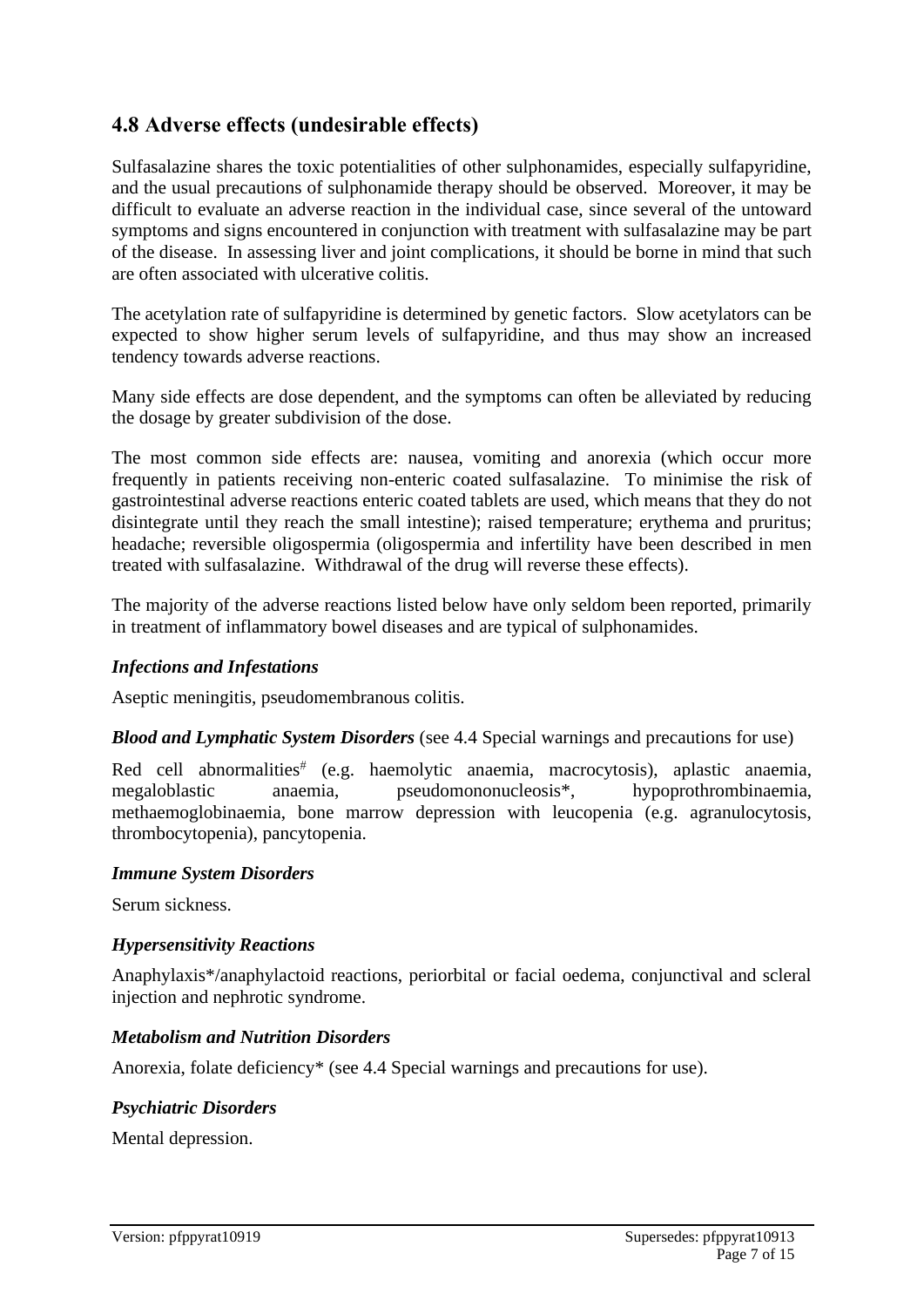## 4.8 Adverse effects (undesirable effects)

Sulfasalazine shares the toxic potentialities of other sulphonamides, especially sulfapyridine, and the usual precautions of sulphonamide therapy should be observed. Moreover, it may be difficult to evaluate an adverse reaction in the individual case, since several of the untoward symptoms and signs encountered in conjunction with treatment with sulfasalazine may be part of the disease. In assessing liver and joint complications, it should be borne in mind that such are often associated with ulcerative colitis.

The acetylation rate of sulfapyridine is determined by genetic factors. Slow acetylators can be expected to show higher serum levels of sulfapyridine, and thus may show an increased tendency towards adverse reactions.

Many side effects are dose dependent, and the symptoms can often be alleviated by reducing the dosage by greater subdivision of the dose.

The most common side effects are: nausea, vomiting and anorexia (which occur more frequently in patients receiving non-enteric coated sulfasalazine. To minimise the risk of gastrointestinal adverse reactions enteric coated tablets are used, which means that they do not disintegrate until they reach the small intestine); raised temperature; erythema and pruritus; headache; reversible oligospermia (oligospermia and infertility have been described in men treated with sulfasalazine. Withdrawal of the drug will reverse these effects).

The majority of the adverse reactions listed below have only seldom been reported, primarily in treatment of inflammatory bowel diseases and are typical of sulphonamides.

***Infections and Infestations***

Aseptic meningitis, pseudomembranous colitis.

***Blood and Lymphatic System Disorders*** (see 4.4 Special warnings and precautions for use)

Red cell abnormalities# (e.g. haemolytic anaemia, macrocytosis), aplastic anaemia, megaloblastic anaemia, pseudomononucleosis*, hypoprothrombinaemia, methaemoglobinaemia, bone marrow depression with leucopenia (e.g. agranulocytosis, thrombocytopenia), pancytopenia.

***Immune System Disorders***

Serum sickness.

***Hypersensitivity Reactions***

Anaphylaxis*/anaphylactoid reactions, periorbital or facial oedema, conjunctival and scleral injection and nephrotic syndrome.

***Metabolism and Nutrition Disorders***

Anorexia, folate deficiency* (see 4.4 Special warnings and precautions for use).

***Psychiatric Disorders***

Mental depression.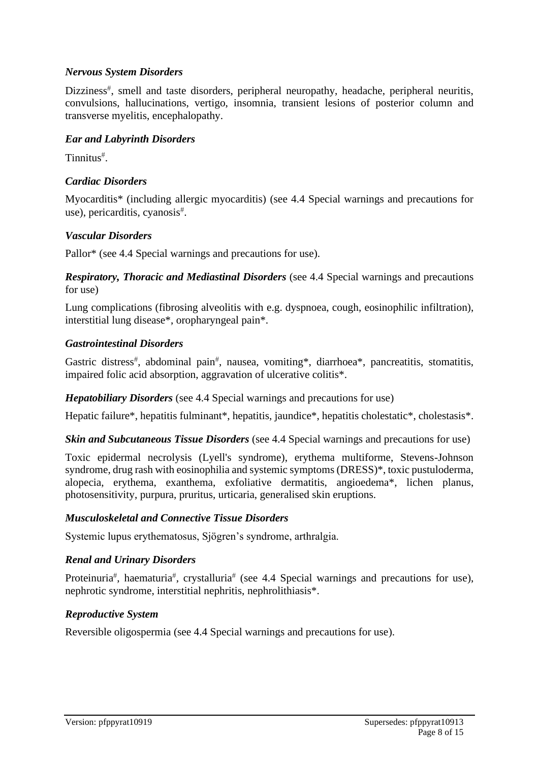### *Nervous System Disorders*

Dizziness#, smell and taste disorders, peripheral neuropathy, headache, peripheral neuritis, convulsions, hallucinations, vertigo, insomnia, transient lesions of posterior column and transverse myelitis, encephalopathy.

### *Ear and Labyrinth Disorders*

Tinnitus#.

### *Cardiac Disorders*

Myocarditis* (including allergic myocarditis) (see 4.4 Special warnings and precautions for use), pericarditis, cyanosis#.

### *Vascular Disorders*

Pallor* (see 4.4 Special warnings and precautions for use).

***Respiratory, Thoracic and Mediastinal Disorders*** (see 4.4 Special warnings and precautions for use)

Lung complications (fibrosing alveolitis with e.g. dyspnoea, cough, eosinophilic infiltration), interstitial lung disease*, oropharyngeal pain*.

### *Gastrointestinal Disorders*

Gastric distress#, abdominal pain#, nausea, vomiting*, diarrhoea*, pancreatitis, stomatitis, impaired folic acid absorption, aggravation of ulcerative colitis*.

***Hepatobiliary Disorders*** (see 4.4 Special warnings and precautions for use)

Hepatic failure*, hepatitis fulminant*, hepatitis, jaundice*, hepatitis cholestatic*, cholestasis*.

***Skin and Subcutaneous Tissue Disorders*** (see 4.4 Special warnings and precautions for use)

Toxic epidermal necrolysis (Lyell's syndrome), erythema multiforme, Stevens-Johnson syndrome, drug rash with eosinophilia and systemic symptoms (DRESS)*, toxic pustuloderma, alopecia, erythema, exanthema, exfoliative dermatitis, angioedema*, lichen planus, photosensitivity, purpura, pruritus, urticaria, generalised skin eruptions.

### *Musculoskeletal and Connective Tissue Disorders*

Systemic lupus erythematosus, Sjögren's syndrome, arthralgia.

### *Renal and Urinary Disorders*

Proteinuria#, haematuria#, crystalluria# (see 4.4 Special warnings and precautions for use), nephrotic syndrome, interstitial nephritis, nephrolithiasis*.

### *Reproductive System*

Reversible oligospermia (see 4.4 Special warnings and precautions for use).

Version: pfppyrat10919 Supersedes: pfppyrat10913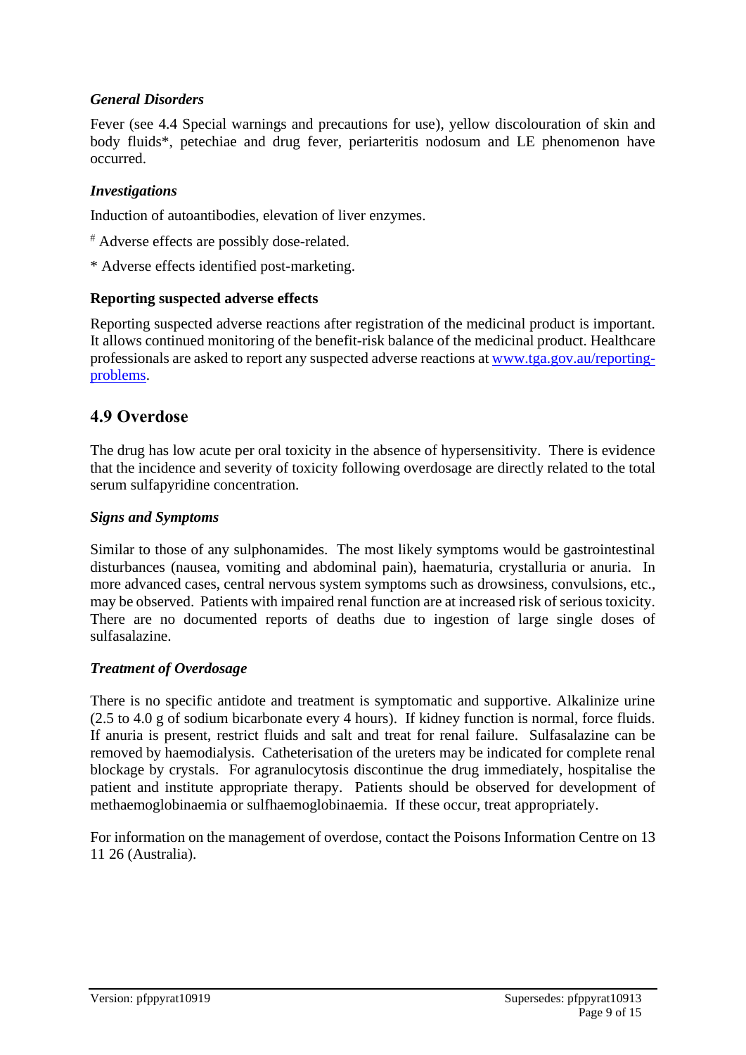### *General Disorders*

Fever (see 4.4 Special warnings and precautions for use), yellow discolouration of skin and body fluids*, petechiae and drug fever, periarteritis nodosum and LE phenomenon have occurred.

### *Investigations*

Induction of autoantibodies, elevation of liver enzymes.

[#] Adverse effects are possibly dose-related.

* Adverse effects identified post-marketing.

**Reporting suspected adverse effects**

Reporting suspected adverse reactions after registration of the medicinal product is important. It allows continued monitoring of the benefit-risk balance of the medicinal product. Healthcare professionals are asked to report any suspected adverse reactions at [www.tga.gov.au/reporting-problems](http://www.tga.gov.au/reporting-problems).

## 4.9 Overdose

The drug has low acute per oral toxicity in the absence of hypersensitivity. There is evidence that the incidence and severity of toxicity following overdosage are directly related to the total serum sulfapyridine concentration.

### *Signs and Symptoms*

Similar to those of any sulphonamides. The most likely symptoms would be gastrointestinal disturbances (nausea, vomiting and abdominal pain), haematuria, crystalluria or anuria. In more advanced cases, central nervous system symptoms such as drowsiness, convulsions, etc., may be observed. Patients with impaired renal function are at increased risk of serious toxicity. There are no documented reports of deaths due to ingestion of large single doses of sulfasalazine.

### *Treatment of Overdosage*

There is no specific antidote and treatment is symptomatic and supportive. Alkalinize urine (2.5 to 4.0 g of sodium bicarbonate every 4 hours). If kidney function is normal, force fluids. If anuria is present, restrict fluids and salt and treat for renal failure. Sulfasalazine can be removed by haemodialysis. Catheterisation of the ureters may be indicated for complete renal blockage by crystals. For agranulocytosis discontinue the drug immediately, hospitalise the patient and institute appropriate therapy. Patients should be observed for development of methaemoglobinaemia or sulfhaemoglobinaemia. If these occur, treat appropriately.

For information on the management of overdose, contact the Poisons Information Centre on 13 11 26 (Australia).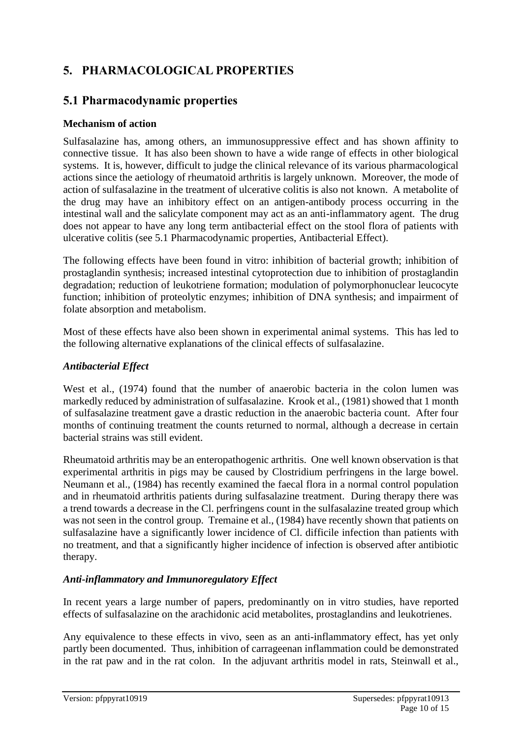# 5. PHARMACOLOGICAL PROPERTIES

## 5.1 Pharmacodynamic properties

### Mechanism of action

Sulfasalazine has, among others, an immunosuppressive effect and has shown affinity to connective tissue. It has also been shown to have a wide range of effects in other biological systems. It is, however, difficult to judge the clinical relevance of its various pharmacological actions since the aetiology of rheumatoid arthritis is largely unknown. Moreover, the mode of action of sulfasalazine in the treatment of ulcerative colitis is also not known. A metabolite of the drug may have an inhibitory effect on an antigen-antibody process occurring in the intestinal wall and the salicylate component may act as an anti-inflammatory agent. The drug does not appear to have any long term antibacterial effect on the stool flora of patients with ulcerative colitis (see 5.1 Pharmacodynamic properties, Antibacterial Effect).

The following effects have been found in vitro: inhibition of bacterial growth; inhibition of prostaglandin synthesis; increased intestinal cytoprotection due to inhibition of prostaglandin degradation; reduction of leukotriene formation; modulation of polymorphonuclear leucocyte function; inhibition of proteolytic enzymes; inhibition of DNA synthesis; and impairment of folate absorption and metabolism.

Most of these effects have also been shown in experimental animal systems. This has led to the following alternative explanations of the clinical effects of sulfasalazine.

### *Antibacterial Effect*

West et al., (1974) found that the number of anaerobic bacteria in the colon lumen was markedly reduced by administration of sulfasalazine. Krook et al., (1981) showed that 1 month of sulfasalazine treatment gave a drastic reduction in the anaerobic bacteria count. After four months of continuing treatment the counts returned to normal, although a decrease in certain bacterial strains was still evident.

Rheumatoid arthritis may be an enteropathogenic arthritis. One well known observation is that experimental arthritis in pigs may be caused by Clostridium perfringens in the large bowel. Neumann et al., (1984) has recently examined the faecal flora in a normal control population and in rheumatoid arthritis patients during sulfasalazine treatment. During therapy there was a trend towards a decrease in the Cl. perfringens count in the sulfasalazine treated group which was not seen in the control group. Tremaine et al., (1984) have recently shown that patients on sulfasalazine have a significantly lower incidence of Cl. difficile infection than patients with no treatment, and that a significantly higher incidence of infection is observed after antibiotic therapy.

### *Anti-inflammatory and Immunoregulatory Effect*

In recent years a large number of papers, predominantly on in vitro studies, have reported effects of sulfasalazine on the arachidonic acid metabolites, prostaglandins and leukotrienes.

Any equivalence to these effects in vivo, seen as an anti-inflammatory effect, has yet only partly been documented. Thus, inhibition of carrageenan inflammation could be demonstrated in the rat paw and in the rat colon. In the adjuvant arthritis model in rats, Steinwall et al.,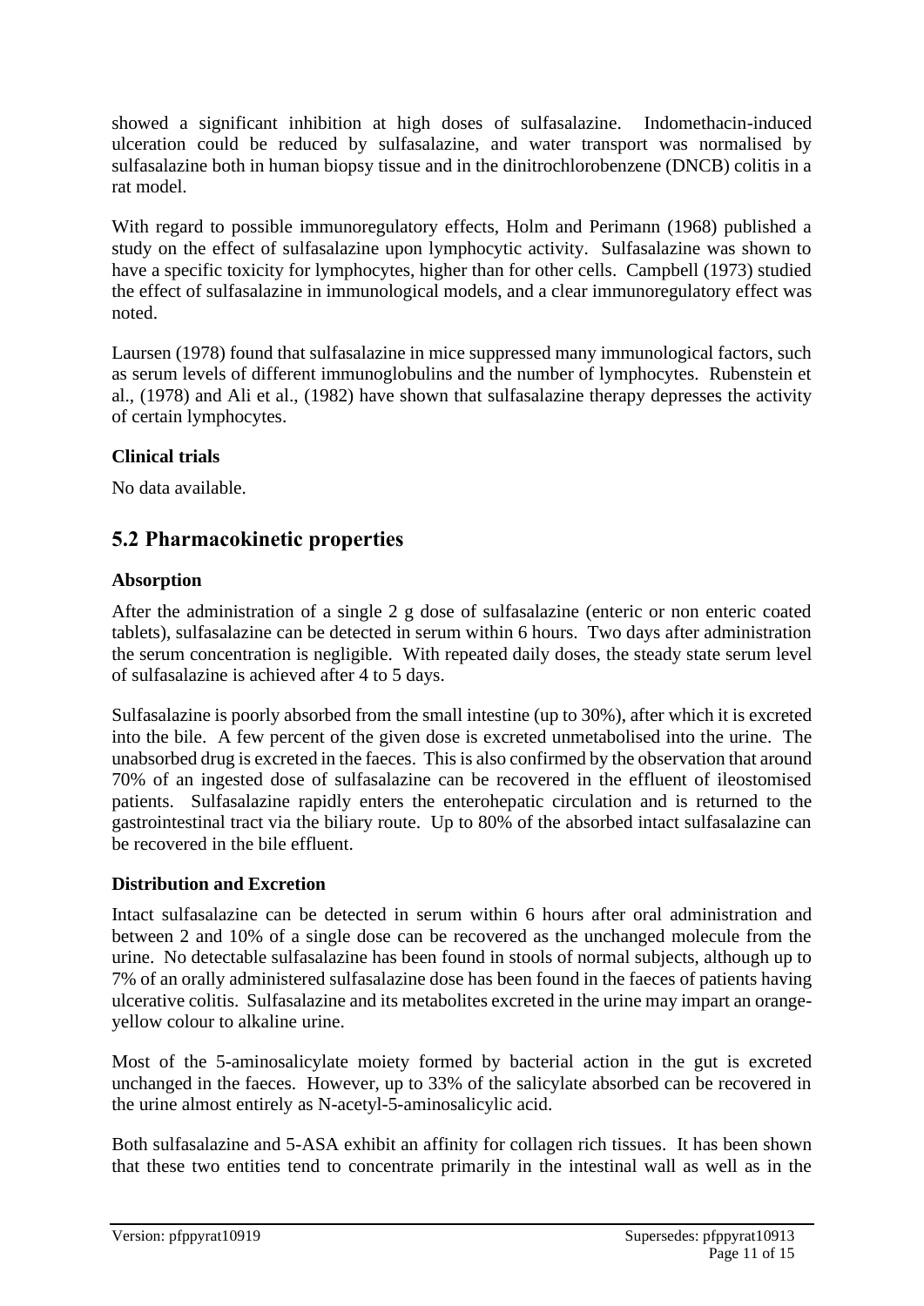showed a significant inhibition at high doses of sulfasalazine. Indomethacin-induced ulceration could be reduced by sulfasalazine, and water transport was normalised by sulfasalazine both in human biopsy tissue and in the dinitrochlorobenzene (DNCB) colitis in a rat model.

With regard to possible immunoregulatory effects, Holm and Perimann (1968) published a study on the effect of sulfasalazine upon lymphocytic activity. Sulfasalazine was shown to have a specific toxicity for lymphocytes, higher than for other cells. Campbell (1973) studied the effect of sulfasalazine in immunological models, and a clear immunoregulatory effect was noted.

Laursen (1978) found that sulfasalazine in mice suppressed many immunological factors, such as serum levels of different immunoglobulins and the number of lymphocytes. Rubenstein et al., (1978) and Ali et al., (1982) have shown that sulfasalazine therapy depresses the activity of certain lymphocytes.

### Clinical trials

No data available.

## 5.2 Pharmacokinetic properties

### Absorption

After the administration of a single 2 g dose of sulfasalazine (enteric or non enteric coated tablets), sulfasalazine can be detected in serum within 6 hours. Two days after administration the serum concentration is negligible. With repeated daily doses, the steady state serum level of sulfasalazine is achieved after 4 to 5 days.

Sulfasalazine is poorly absorbed from the small intestine (up to 30%), after which it is excreted into the bile. A few percent of the given dose is excreted unmetabolised into the urine. The unabsorbed drug is excreted in the faeces. This is also confirmed by the observation that around 70% of an ingested dose of sulfasalazine can be recovered in the effluent of ileostomised patients. Sulfasalazine rapidly enters the enterohepatic circulation and is returned to the gastrointestinal tract via the biliary route. Up to 80% of the absorbed intact sulfasalazine can be recovered in the bile effluent.

### Distribution and Excretion

Intact sulfasalazine can be detected in serum within 6 hours after oral administration and between 2 and 10% of a single dose can be recovered as the unchanged molecule from the urine. No detectable sulfasalazine has been found in stools of normal subjects, although up to 7% of an orally administered sulfasalazine dose has been found in the faeces of patients having ulcerative colitis. Sulfasalazine and its metabolites excreted in the urine may impart an orange-yellow colour to alkaline urine.

Most of the 5-aminosalicylate moiety formed by bacterial action in the gut is excreted unchanged in the faeces. However, up to 33% of the salicylate absorbed can be recovered in the urine almost entirely as N-acetyl-5-aminosalicylic acid.

Both sulfasalazine and 5-ASA exhibit an affinity for collagen rich tissues. It has been shown that these two entities tend to concentrate primarily in the intestinal wall as well as in the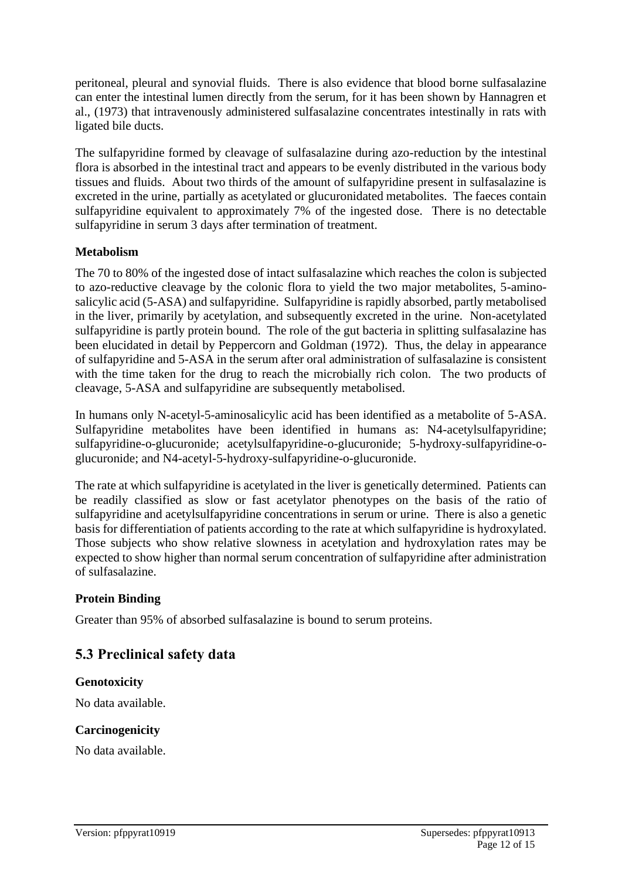peritoneal, pleural and synovial fluids. There is also evidence that blood borne sulfasalazine can enter the intestinal lumen directly from the serum, for it has been shown by Hannagren et al., (1973) that intravenously administered sulfasalazine concentrates intestinally in rats with ligated bile ducts.

The sulfapyridine formed by cleavage of sulfasalazine during azo-reduction by the intestinal flora is absorbed in the intestinal tract and appears to be evenly distributed in the various body tissues and fluids. About two thirds of the amount of sulfapyridine present in sulfasalazine is excreted in the urine, partially as acetylated or glucuronidated metabolites. The faeces contain sulfapyridine equivalent to approximately 7% of the ingested dose. There is no detectable sulfapyridine in serum 3 days after termination of treatment.

**Metabolism**

The 70 to 80% of the ingested dose of intact sulfasalazine which reaches the colon is subjected to azo-reductive cleavage by the colonic flora to yield the two major metabolites, 5-amino-salicylic acid (5-ASA) and sulfapyridine. Sulfapyridine is rapidly absorbed, partly metabolised in the liver, primarily by acetylation, and subsequently excreted in the urine. Non-acetylated sulfapyridine is partly protein bound. The role of the gut bacteria in splitting sulfasalazine has been elucidated in detail by Peppercorn and Goldman (1972). Thus, the delay in appearance of sulfapyridine and 5-ASA in the serum after oral administration of sulfasalazine is consistent with the time taken for the drug to reach the microbially rich colon. The two products of cleavage, 5-ASA and sulfapyridine are subsequently metabolised.

In humans only N-acetyl-5-aminosalicylic acid has been identified as a metabolite of 5-ASA. Sulfapyridine metabolites have been identified in humans as: N4-acetylsulfapyridine; sulfapyridine-o-glucuronide; acetylsulfapyridine-o-glucuronide; 5-hydroxy-sulfapyridine-o-glucuronide; and N4-acetyl-5-hydroxy-sulfapyridine-o-glucuronide.

The rate at which sulfapyridine is acetylated in the liver is genetically determined. Patients can be readily classified as slow or fast acetylator phenotypes on the basis of the ratio of sulfapyridine and acetylsulfapyridine concentrations in serum or urine. There is also a genetic basis for differentiation of patients according to the rate at which sulfapyridine is hydroxylated. Those subjects who show relative slowness in acetylation and hydroxylation rates may be expected to show higher than normal serum concentration of sulfapyridine after administration of sulfasalazine.

**Protein Binding**

Greater than 95% of absorbed sulfasalazine is bound to serum proteins.

## 5.3 Preclinical safety data

**Genotoxicity**

No data available.

**Carcinogenicity**

No data available.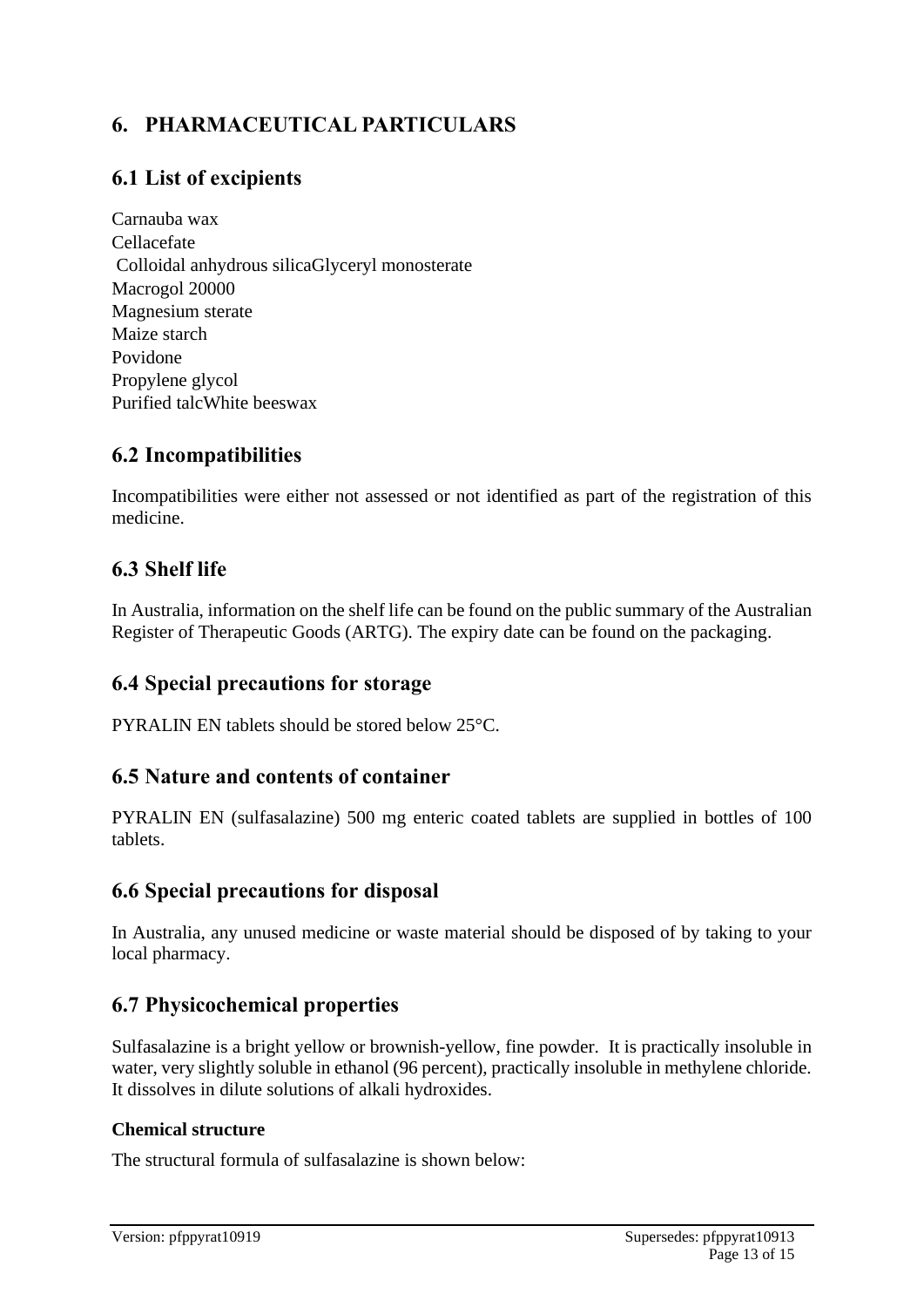# 6. PHARMACEUTICAL PARTICULARS

## 6.1 List of excipients

Carnauba wax
Cellacefate
Colloidal anhydrous silicaGlyceryl monosterate
Macrogol 20000
Magnesium sterate
Maize starch
Povidone
Propylene glycol
Purified talcWhite beeswax

## 6.2 Incompatibilities

Incompatibilities were either not assessed or not identified as part of the registration of this medicine.

## 6.3 Shelf life

In Australia, information on the shelf life can be found on the public summary of the Australian Register of Therapeutic Goods (ARTG). The expiry date can be found on the packaging.

## 6.4 Special precautions for storage

PYRALIN EN tablets should be stored below 25°C.

## 6.5 Nature and contents of container

PYRALIN EN (sulfasalazine) 500 mg enteric coated tablets are supplied in bottles of 100 tablets.

## 6.6 Special precautions for disposal

In Australia, any unused medicine or waste material should be disposed of by taking to your local pharmacy.

## 6.7 Physicochemical properties

Sulfasalazine is a bright yellow or brownish-yellow, fine powder. It is practically insoluble in water, very slightly soluble in ethanol (96 percent), practically insoluble in methylene chloride. It dissolves in dilute solutions of alkali hydroxides.

**Chemical structure**

The structural formula of sulfasalazine is shown below:

Version: pfppyrat10919 Supersedes: pfppyrat10913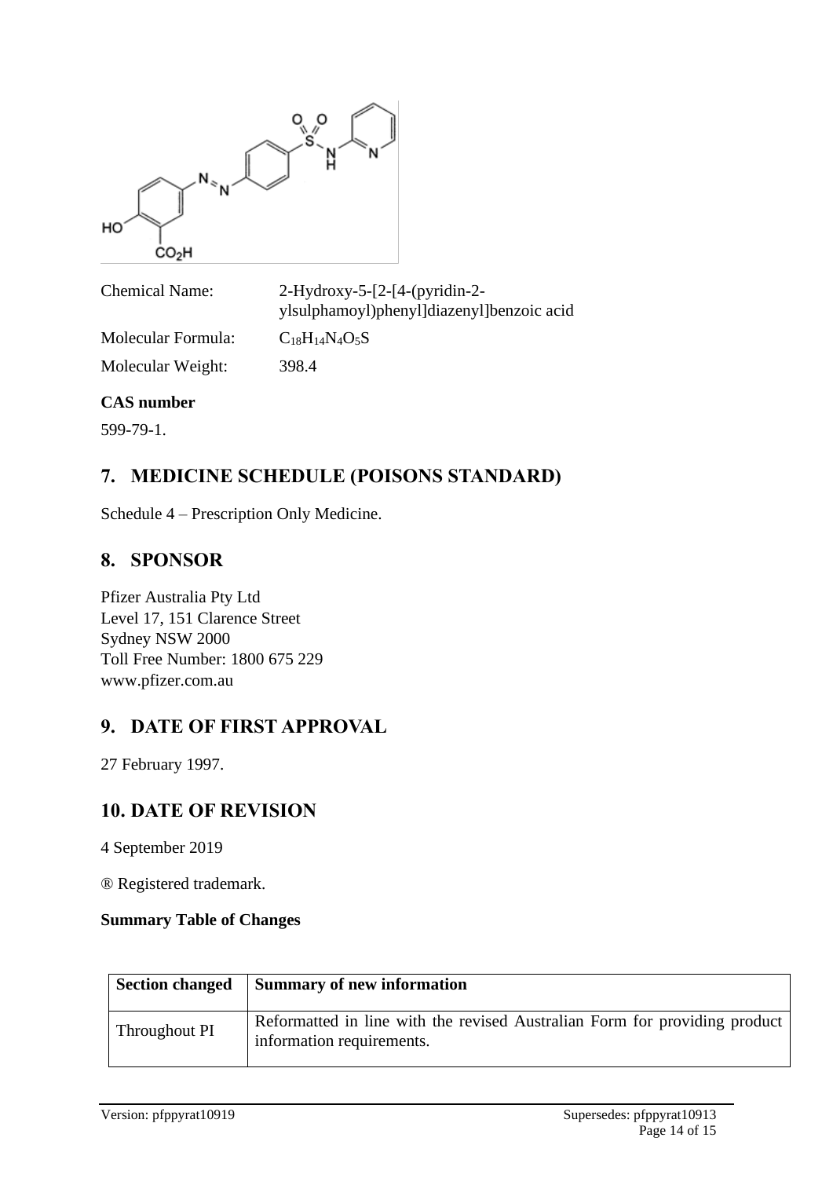Chemical Name: 2-Hydroxy-5-[2-[4-(pyridin-2-ylsulphamoyl)phenyl]diazenyl]benzoic acid

Molecular Formula: $C_{18}H_{14}N_4O_5S$

Molecular Weight: 398.4

**CAS number**

599-79-1.

## 7. MEDICINE SCHEDULE (POISONS STANDARD)

Schedule 4 – Prescription Only Medicine.

## 8. SPONSOR

Pfizer Australia Pty Ltd
Level 17, 151 Clarence Street
Sydney NSW 2000
Toll Free Number: 1800 675 229
www.pfizer.com.au

## 9. DATE OF FIRST APPROVAL

27 February 1997.

## 10. DATE OF REVISION

4 September 2019

® Registered trademark.

**Summary Table of Changes**

| Section changed | Summary of new information |
|---|---|
| Throughout PI | Reformatted in line with the revised Australian Form for providing product information requirements. |

Version: pfppyrat10919 Supersedes: pfppyrat10913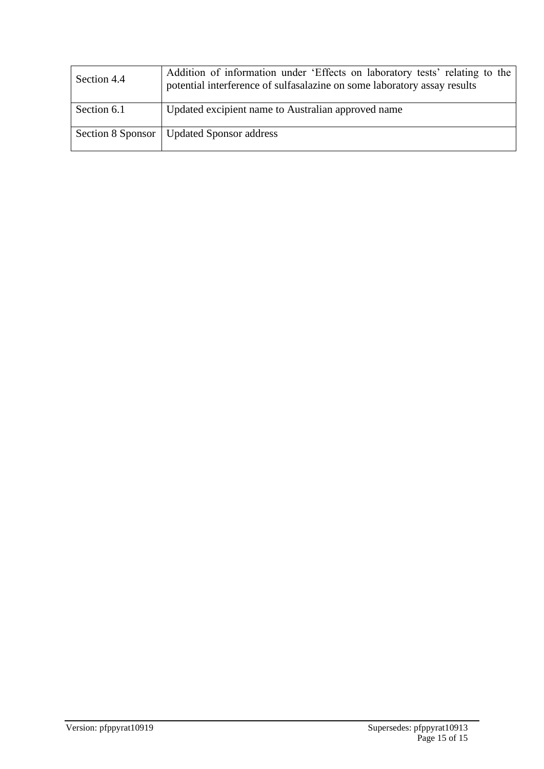| | |
|---|---|
| Section 4.4 | Addition of information under 'Effects on laboratory tests' relating to the potential interference of sulfasalazine on some laboratory assay results |
| Section 6.1 | Updated excipient name to Australian approved name |
| Section 8 Sponsor | Updated Sponsor address |